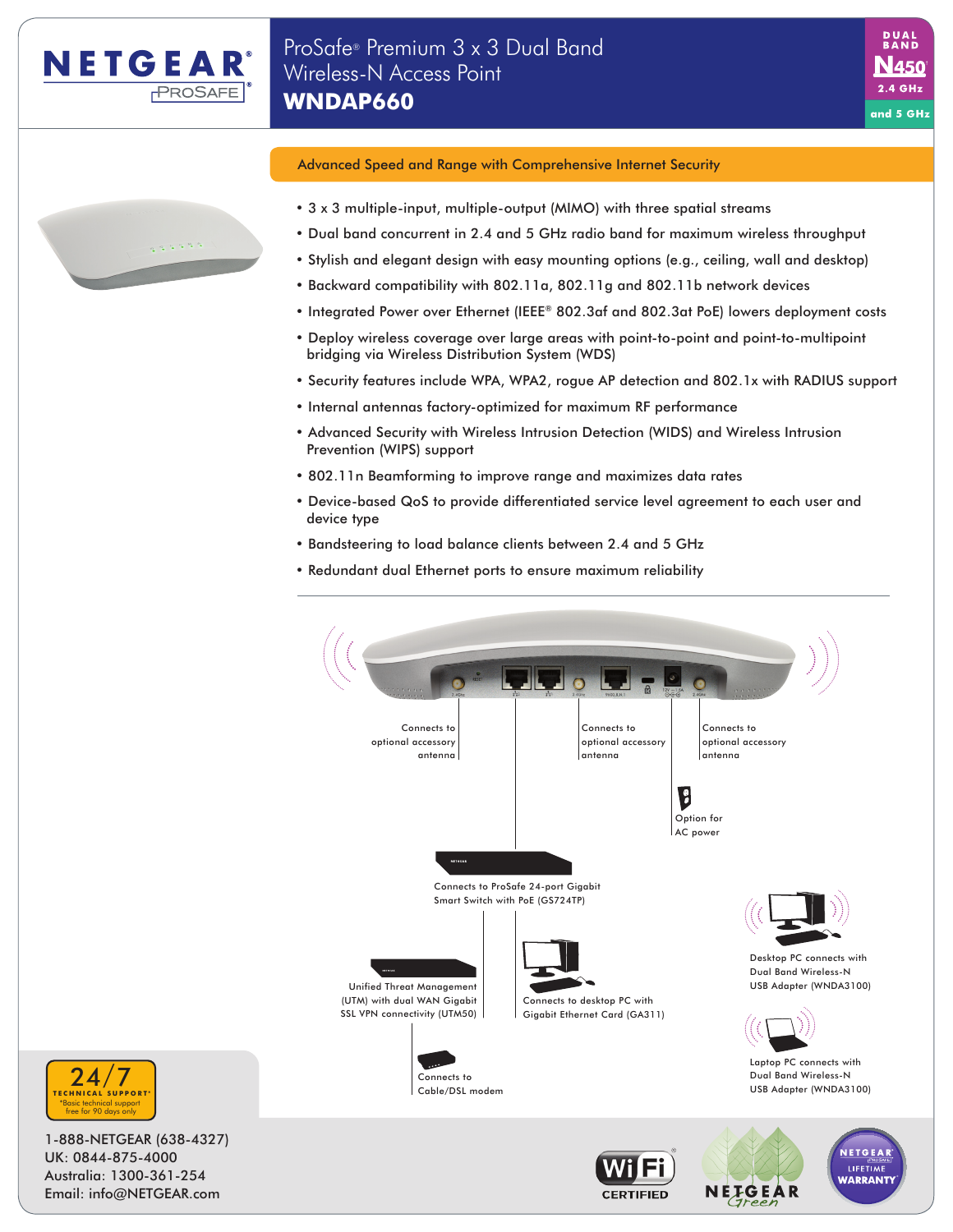NETGEAR® PROSAFE®

# ProSafe® Premium 3 x 3 Dual Band Wireless-N Access Point

## WNDAP660

DUAL BAND N450® 2.4 GHz and 5 GHz

### Advanced Speed and Range with Comprehensive Internet Security

- 3 x 3 multiple-input, multiple-output (MIMO) with three spatial streams
- Dual band concurrent in 2.4 and 5 GHz radio band for maximum wireless throughput
- Stylish and elegant design with easy mounting options (e.g., ceiling, wall and desktop)
- Backward compatibility with 802.11a, 802.11g and 802.11b network devices
- Integrated Power over Ethernet (IEEE® 802.3af and 802.3at PoE) lowers deployment costs
- Deploy wireless coverage over large areas with point-to-point and point-to-multipoint bridging via Wireless Distribution System (WDS)
- Security features include WPA, WPA2, rogue AP detection and 802.1x with RADIUS support
- Internal antennas factory-optimized for maximum RF performance
- Advanced Security with Wireless Intrusion Detection (WIDS) and Wireless Intrusion Prevention (WIPS) support
- 802.11n Beamforming to improve range and maximizes data rates
- Device-based QoS to provide differentiated service level agreement to each user and device type
- Bandsteering to load balance clients between 2.4 and 5 GHz
- Redundant dual Ethernet ports to ensure maximum reliability

Connects to optional accessory antenna

Connects to optional accessory antenna

Connects to optional accessory antenna

Option for AC power

Connects to ProSafe 24-port Gigabit Smart Switch with PoE (GS724TP)

Unified Threat Management (UTM) with dual WAN Gigabit SSL VPN connectivity (UTM50)

Connects to desktop PC with Gigabit Ethernet Card (GA311)

Desktop PC connects with Dual Band Wireless-N USB Adapter (WNDA3100)

Laptop PC connects with Dual Band Wireless-N USB Adapter (WNDA3100)

Connects to Cable/DSL modem

24/7 TECHNICAL SUPPORT*
*Basic technical support free for 90 days only

1-888-NETGEAR (638-4327)
UK: 0844-875-4000
Australia: 1300-361-254
Email: info@NETGEAR.com

Wi-Fi CERTIFIED

NETGEAR Green

NETGEAR ProSafe LIFETIME WARRANTY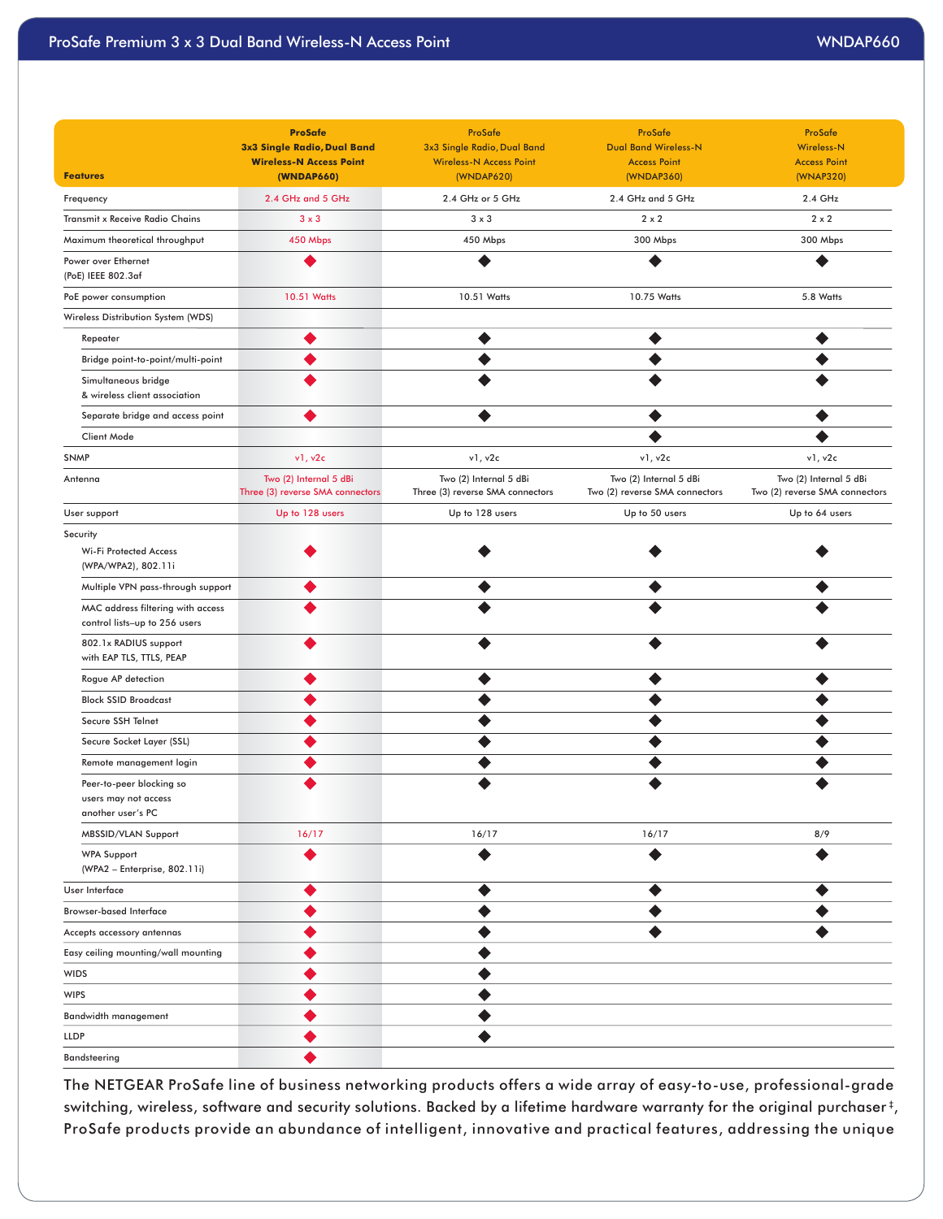| Features | ProSafe 3x3 Single Radio, Dual Band Wireless-N Access Point (WNDAP660) | ProSafe 3x3 Single Radio, Dual Band Wireless-N Access Point (WNDAP620) | ProSafe Dual Band Wireless-N Access Point (WNDAP360) | ProSafe Wireless-N Access Point (WNAP320) |
|---|---|---|---|---|
| Frequency | 2.4 GHz and 5 GHz | 2.4 GHz or 5 GHz | 2.4 GHz and 5 GHz | 2.4 GHz |
| Transmit x Receive Radio Chains | 3 x 3 | 3 x 3 | 2 x 2 | 2 x 2 |
| Maximum theoretical throughput | 450 Mbps | 450 Mbps | 300 Mbps | 300 Mbps |
| Power over Ethernet (PoE) IEEE 802.3af | ◆ | ◆ | ◆ | ◆ |
| PoE power consumption | 10.51 Watts | 10.51 Watts | 10.75 Watts | 5.8 Watts |
| Wireless Distribution System (WDS) | | | | |
| Repeater | ◆ | ◆ | ◆ | ◆ |
| Bridge point-to-point/multi-point | ◆ | ◆ | ◆ | ◆ |
| Simultaneous bridge & wireless client association | ◆ | ◆ | ◆ | ◆ |
| Separate bridge and access point | ◆ | ◆ | ◆ | ◆ |
| Client Mode | | | ◆ | ◆ |
| SNMP | v1, v2c | v1, v2c | v1, v2c | v1, v2c |
| Antenna | Two (2) Internal 5 dBi Three (3) reverse SMA connectors | Two (2) Internal 5 dBi Three (3) reverse SMA connectors | Two (2) Internal 5 dBi Two (2) reverse SMA connectors | Two (2) Internal 5 dBi Two (2) reverse SMA connectors |
| User support | Up to 128 users | Up to 128 users | Up to 50 users | Up to 64 users |
| Security | | | | |
| Wi-Fi Protected Access (WPA/WPA2), 802.11i | ◆ | ◆ | ◆ | ◆ |
| Multiple VPN pass-through support | ◆ | ◆ | ◆ | ◆ |
| MAC address filtering with access control lists–up to 256 users | ◆ | ◆ | ◆ | ◆ |
| 802.1x RADIUS support with EAP TLS, TTLS, PEAP | ◆ | ◆ | ◆ | ◆ |
| Rogue AP detection | ◆ | ◆ | ◆ | ◆ |
| Block SSID Broadcast | ◆ | ◆ | ◆ | ◆ |
| Secure SSH Telnet | ◆ | ◆ | ◆ | ◆ |
| Secure Socket Layer (SSL) | ◆ | ◆ | ◆ | ◆ |
| Remote management login | ◆ | ◆ | ◆ | ◆ |
| Peer-to-peer blocking so users may not access another user's PC | ◆ | ◆ | ◆ | ◆ |
| MBSSID/VLAN Support | 16/17 | 16/17 | 16/17 | 8/9 |
| WPA Support (WPA2 – Enterprise, 802.11i) | ◆ | ◆ | ◆ | ◆ |
| User Interface | ◆ | ◆ | ◆ | ◆ |
| Browser-based Interface | ◆ | ◆ | ◆ | ◆ |
| Accepts accessory antennas | ◆ | ◆ | ◆ | ◆ |
| Easy ceiling mounting/wall mounting | ◆ | ◆ | | |
| WIDS | ◆ | ◆ | | |
| WIPS | ◆ | ◆ | | |
| Bandwidth management | ◆ | ◆ | | |
| LLDP | ◆ | ◆ | | |
| Bandsteering | ◆ | | | |

The NETGEAR ProSafe line of business networking products offers a wide array of easy-to-use, professional-grade switching, wireless, software and security solutions. Backed by a lifetime hardware warranty for the original purchaser‡, ProSafe products provide an abundance of intelligent, innovative and practical features, addressing the unique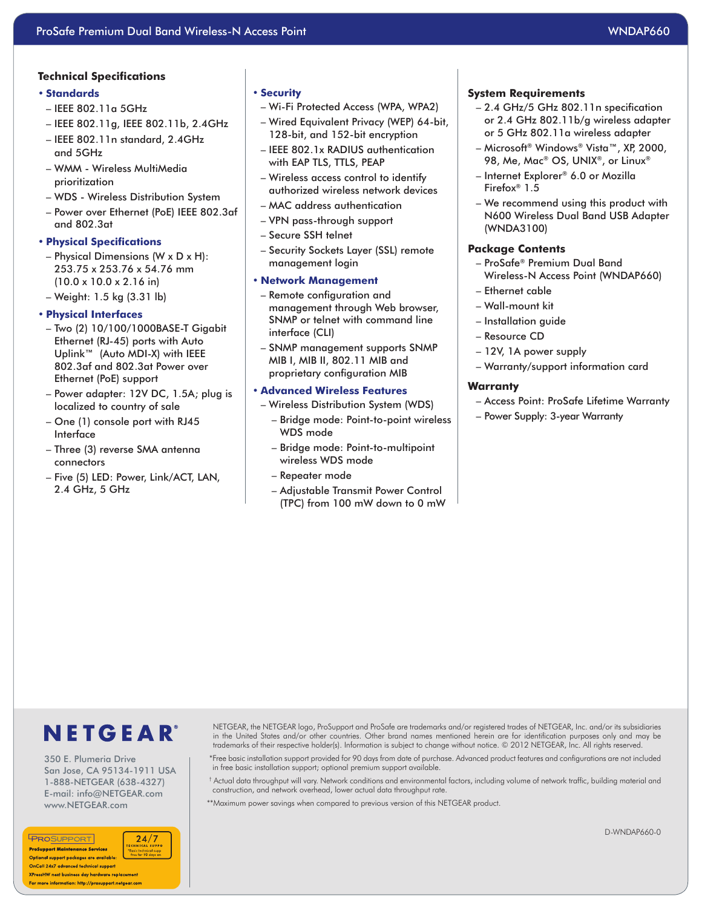## Technical Specifications

- **Standards**
  - IEEE 802.11a 5GHz
  - IEEE 802.11g, IEEE 802.11b, 2.4GHz
  - IEEE 802.11n standard, 2.4GHz and 5GHz
  - WMM - Wireless MultiMedia prioritization
  - WDS - Wireless Distribution System
  - Power over Ethernet (PoE) IEEE 802.3af and 802.3at
- **Physical Specifications**
  - Physical Dimensions (W x D x H): 253.75 x 253.76 x 54.76 mm (10.0 x 10.0 x 2.16 in)
  - Weight: 1.5 kg (3.31 lb)
- **Physical Interfaces**
  - Two (2) 10/100/1000BASE-T Gigabit Ethernet (RJ-45) ports with Auto Uplink™ (Auto MDI-X) with IEEE 802.3af and 802.3at Power over Ethernet (PoE) support
  - Power adapter: 12V DC, 1.5A; plug is localized to country of sale
  - One (1) console port with RJ45 Interface
  - Three (3) reverse SMA antenna connectors
  - Five (5) LED: Power, Link/ACT, LAN, 2.4 GHz, 5 GHz
- **Security**
  - Wi-Fi Protected Access (WPA, WPA2)
  - Wired Equivalent Privacy (WEP) 64-bit, 128-bit, and 152-bit encryption
  - IEEE 802.1x RADIUS authentication with EAP TLS, TTLS, PEAP
  - Wireless access control to identify authorized wireless network devices
  - MAC address authentication
  - VPN pass-through support
  - Secure SSH telnet
  - Security Sockets Layer (SSL) remote management login
- **Network Management**
  - Remote configuration and management through Web browser, SNMP or telnet with command line interface (CLI)
  - SNMP management supports SNMP MIB I, MIB II, 802.11 MIB and proprietary configuration MIB
- **Advanced Wireless Features**
  - Wireless Distribution System (WDS)
    - Bridge mode: Point-to-point wireless WDS mode
    - Bridge mode: Point-to-multipoint wireless WDS mode
    - Repeater mode
    - Adjustable Transmit Power Control (TPC) from 100 mW down to 0 mW

## System Requirements

- 2.4 GHz/5 GHz 802.11n specification or 2.4 GHz 802.11b/g wireless adapter or 5 GHz 802.11a wireless adapter
- Microsoft® Windows® Vista™, XP, 2000, 98, Me, Mac® OS, UNIX®, or Linux®
- Internet Explorer® 6.0 or Mozilla Firefox® 1.5
- We recommend using this product with N600 Wireless Dual Band USB Adapter (WNDA3100)

## Package Contents

- ProSafe® Premium Dual Band Wireless-N Access Point (WNDAP660)
- Ethernet cable
- Wall-mount kit
- Installation guide
- Resource CD
- 12V, 1A power supply
- Warranty/support information card

## Warranty

- Access Point: ProSafe Lifetime Warranty
- Power Supply: 3-year Warranty

**NETGEAR®**

350 E. Plumeria Drive
San Jose, CA 95134-1911 USA
1-888-NETGEAR (638-4327)
E-mail: info@NETGEAR.com
www.NETGEAR.com

PROSUPPORT
ProSupport Maintenance Services
Optional support packages are available:
OnCall 24x7 advanced technical support
XPressHW next business day hardware replacement
For more information: http://prosupport.netgear.com

24/7 TECHNICAL SUPPORT
*Basic technical support free for 90 days on

NETGEAR, the NETGEAR logo, ProSupport and ProSafe are trademarks and/or registered trades of NETGEAR, Inc. and/or its subsidiaries in the United States and/or other countries. Other brand names mentioned herein are for identification purposes only and may be trademarks of their respective holder(s). Information is subject to change without notice. © 2012 NETGEAR, Inc. All rights reserved.

*Free basic installation support provided for 90 days from date of purchase. Advanced product features and configurations are not included in free basic installation support; optional premium support available.

† Actual data throughput will vary. Network conditions and environmental factors, including volume of network traffic, building material and construction, and network overhead, lower actual data throughput rate.

**Maximum power savings when compared to previous version of this NETGEAR product.

D-WNDAP660-0